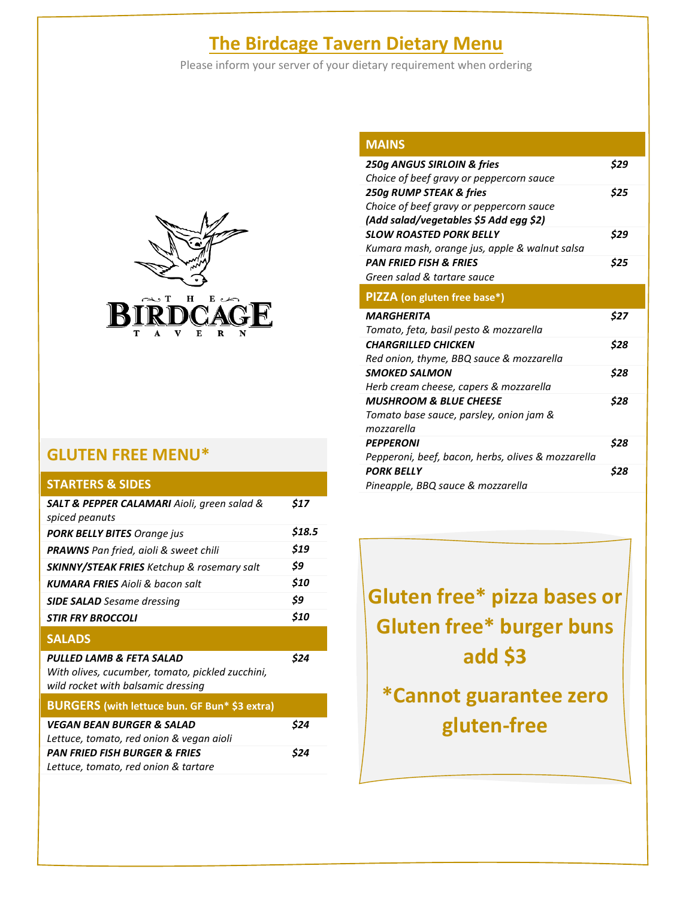# The Birdcage Tavern Dietary Menu

Please inform your server of your dietary requirement when ordering

## GLUTEN FREE MENU*

### STARTERS & SIDES

| Item | Price |
|---|---|
| ***SALT & PEPPER CALAMARI*** *Aioli, green salad & spiced peanuts* | *$17* |
| ***PORK BELLY BITES*** *Orange jus* | *$18.5* |
| ***PRAWNS*** *Pan fried, aioli & sweet chili* | *$19* |
| ***SKINNY/STEAK FRIES*** *Ketchup & rosemary salt* | *$9* |
| ***KUMARA FRIES*** *Aioli & bacon salt* | *$10* |
| ***SIDE SALAD*** *Sesame dressing* | *$9* |
| ***STIR FRY BROCCOLI*** | *$10* |

### SALADS

| Item | Price |
|---|---|
| ***PULLED LAMB & FETA SALAD*** *With olives, cucumber, tomato, pickled zucchini, wild rocket with balsamic dressing* | *$24* |

### BURGERS (with lettuce bun. GF Bun* $3 extra)

| Item | Price |
|---|---|
| ***VEGAN BEAN BURGER & SALAD*** *Lettuce, tomato, red onion & vegan aioli* | *$24* |
| ***PAN FRIED FISH BURGER & FRIES*** *Lettuce, tomato, red onion & tartare* | *$24* |

### MAINS

| Item | Price |
|---|---|
| ***250g ANGUS SIRLOIN & fries*** *Choice of beef gravy or peppercorn sauce* | *$29* |
| ***250g RUMP STEAK & fries*** *Choice of beef gravy or peppercorn sauce* ***(Add salad/vegetables $5 Add egg $2)*** | *$25* |
| ***SLOW ROASTED PORK BELLY*** *Kumara mash, orange jus, apple & walnut salsa* | *$29* |
| ***PAN FRIED FISH & FRIES*** *Green salad & tartare sauce* | *$25* |

### PIZZA (on gluten free base*)

| Item | Price |
|---|---|
| ***MARGHERITA*** *Tomato, feta, basil pesto & mozzarella* | *$27* |
| ***CHARGRILLED CHICKEN*** *Red onion, thyme, BBQ sauce & mozzarella* | *$28* |
| ***SMOKED SALMON*** *Herb cream cheese, capers & mozzarella* | *$28* |
| ***MUSHROOM & BLUE CHEESE*** *Tomato base sauce, parsley, onion jam & mozzarella* | *$28* |
| ***PEPPERONI*** *Pepperoni, beef, bacon, herbs, olives & mozzarella* | *$28* |
| ***PORK BELLY*** *Pineapple, BBQ sauce & mozzarella* | *$28* |

**Gluten free* pizza bases or Gluten free* burger buns add $3**

***Cannot guarantee zero gluten-free**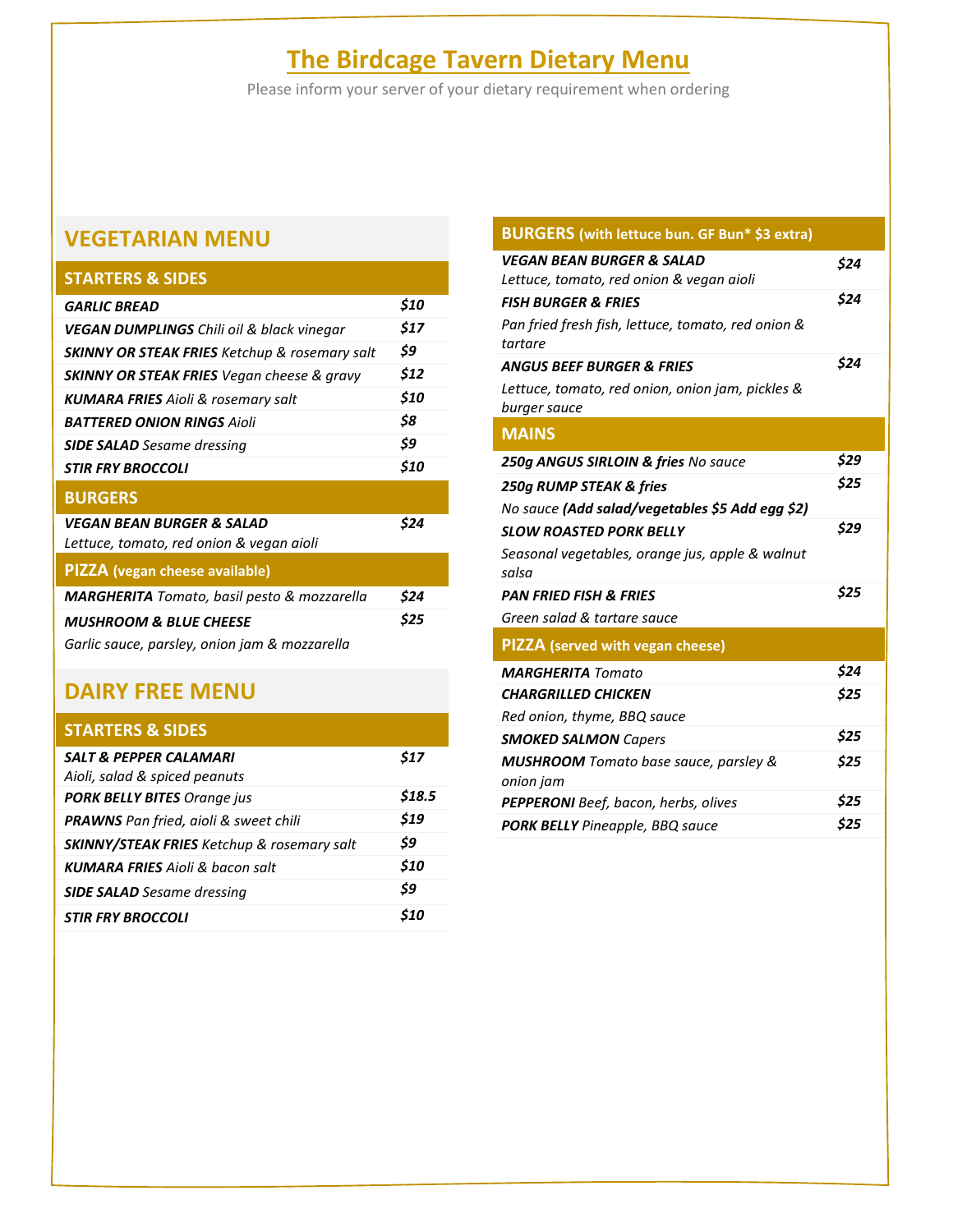# The Birdcage Tavern Dietary Menu

Please inform your server of your dietary requirement when ordering

## VEGETARIAN MENU

### STARTERS & SIDES

| | |
|---|---|
| ***GARLIC BREAD*** | *$10* |
| ***VEGAN DUMPLINGS*** *Chili oil & black vinegar* | *$17* |
| ***SKINNY OR STEAK FRIES*** *Ketchup & rosemary salt* | *$9* |
| ***SKINNY OR STEAK FRIES*** *Vegan cheese & gravy* | *$12* |
| ***KUMARA FRIES*** *Aioli & rosemary salt* | *$10* |
| ***BATTERED ONION RINGS*** *Aioli* | *$8* |
| ***SIDE SALAD*** *Sesame dressing* | *$9* |
| ***STIR FRY BROCCOLI*** | *$10* |

### BURGERS

| | |
|---|---|
| ***VEGAN BEAN BURGER & SALAD*** *Lettuce, tomato, red onion & vegan aioli* | *$24* |

### PIZZA (vegan cheese available)

| | |
|---|---|
| ***MARGHERITA*** *Tomato, basil pesto & mozzarella* | *$24* |
| ***MUSHROOM & BLUE CHEESE*** *Garlic sauce, parsley, onion jam & mozzarella* | *$25* |

## DAIRY FREE MENU

### STARTERS & SIDES

| | |
|---|---|
| ***SALT & PEPPER CALAMARI*** *Aioli, salad & spiced peanuts* | *$17* |
| ***PORK BELLY BITES*** *Orange jus* | *$18.5* |
| ***PRAWNS*** *Pan fried, aioli & sweet chili* | *$19* |
| ***SKINNY/STEAK FRIES*** *Ketchup & rosemary salt* | *$9* |
| ***KUMARA FRIES*** *Aioli & bacon salt* | *$10* |
| ***SIDE SALAD*** *Sesame dressing* | *$9* |
| ***STIR FRY BROCCOLI*** | *$10* |

### BURGERS (with lettuce bun. GF Bun* $3 extra)

| | |
|---|---|
| ***VEGAN BEAN BURGER & SALAD*** *Lettuce, tomato, red onion & vegan aioli* | *$24* |
| ***FISH BURGER & FRIES*** *Pan fried fresh fish, lettuce, tomato, red onion & tartare* | *$24* |
| ***ANGUS BEEF BURGER & FRIES*** *Lettuce, tomato, red onion, onion jam, pickles & burger sauce* | *$24* |

### MAINS

| | |
|---|---|
| ***250g ANGUS SIRLOIN & fries*** *No sauce* | *$29* |
| ***250g RUMP STEAK & fries*** *No sauce* ***(Add salad/vegetables $5 Add egg $2)*** | *$25* |
| ***SLOW ROASTED PORK BELLY*** *Seasonal vegetables, orange jus, apple & walnut salsa* | *$29* |
| ***PAN FRIED FISH & FRIES*** *Green salad & tartare sauce* | *$25* |

### PIZZA (served with vegan cheese)

| | |
|---|---|
| ***MARGHERITA*** *Tomato* | *$24* |
| ***CHARGRILLED CHICKEN*** *Red onion, thyme, BBQ sauce* | *$25* |
| ***SMOKED SALMON*** *Capers* | *$25* |
| ***MUSHROOM*** *Tomato base sauce, parsley & onion jam* | *$25* |
| ***PEPPERONI*** *Beef, bacon, herbs, olives* | *$25* |
| ***PORK BELLY*** *Pineapple, BBQ sauce* | *$25* |